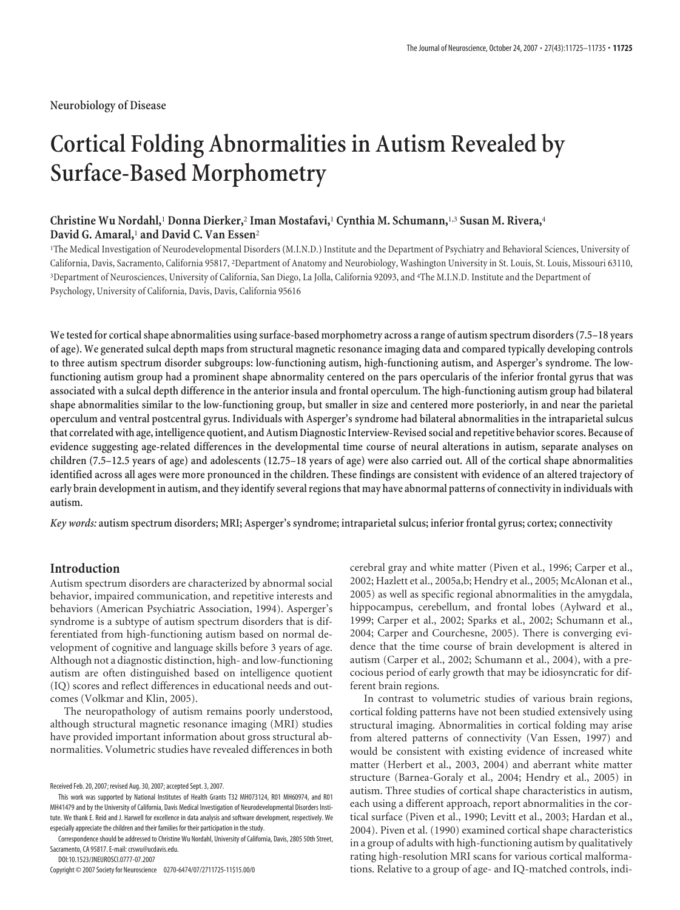Neurobiology of Disease

# Cortical Folding Abnormalities in Autism Revealed by Surface-Based Morphometry

**Christine Wu Nordahl,[1] Donna Dierker,[2] Iman Mostafavi,[1] Cynthia M. Schumann,[1,3] Susan M. Rivera,[4] David G. Amaral,[1] and David C. Van Essen[2]**

[1]The Medical Investigation of Neurodevelopmental Disorders (M.I.N.D.) Institute and the Department of Psychiatry and Behavioral Sciences, University of California, Davis, Sacramento, California 95817, [2]Department of Anatomy and Neurobiology, Washington University in St. Louis, St. Louis, Missouri 63110, [3]Department of Neurosciences, University of California, San Diego, La Jolla, California 92093, and [4]The M.I.N.D. Institute and the Department of Psychology, University of California, Davis, Davis, California 95616

**We tested for cortical shape abnormalities using surface-based morphometry across a range of autism spectrum disorders (7.5–18 years of age). We generated sulcal depth maps from structural magnetic resonance imaging data and compared typically developing controls to three autism spectrum disorder subgroups: low-functioning autism, high-functioning autism, and Asperger's syndrome. The low-functioning autism group had a prominent shape abnormality centered on the pars opercularis of the inferior frontal gyrus that was associated with a sulcal depth difference in the anterior insula and frontal operculum. The high-functioning autism group had bilateral shape abnormalities similar to the low-functioning group, but smaller in size and centered more posteriorly, in and near the parietal operculum and ventral postcentral gyrus. Individuals with Asperger's syndrome had bilateral abnormalities in the intraparietal sulcus that correlated with age, intelligence quotient, and Autism Diagnostic Interview-Revised social and repetitive behavior scores. Because of evidence suggesting age-related differences in the developmental time course of neural alterations in autism, separate analyses on children (7.5–12.5 years of age) and adolescents (12.75–18 years of age) were also carried out. All of the cortical shape abnormalities identified across all ages were more pronounced in the children. These findings are consistent with evidence of an altered trajectory of early brain development in autism, and they identify several regions that may have abnormal patterns of connectivity in individuals with autism.**

***Key words:*** **autism spectrum disorders; MRI; Asperger's syndrome; intraparietal sulcus; inferior frontal gyrus; cortex; connectivity**

## Introduction

Autism spectrum disorders are characterized by abnormal social behavior, impaired communication, and repetitive interests and behaviors (American Psychiatric Association, 1994). Asperger's syndrome is a subtype of autism spectrum disorders that is differentiated from high-functioning autism based on normal development of cognitive and language skills before 3 years of age. Although not a diagnostic distinction, high- and low-functioning autism are often distinguished based on intelligence quotient (IQ) scores and reflect differences in educational needs and outcomes (Volkmar and Klin, 2005).

The neuropathology of autism remains poorly understood, although structural magnetic resonance imaging (MRI) studies have provided important information about gross structural abnormalities. Volumetric studies have revealed differences in both cerebral gray and white matter (Piven et al., 1996; Carper et al., 2002; Hazlett et al., 2005a,b; Hendry et al., 2005; McAlonan et al., 2005) as well as specific regional abnormalities in the amygdala, hippocampus, cerebellum, and frontal lobes (Aylward et al., 1999; Carper et al., 2002; Sparks et al., 2002; Schumann et al., 2004; Carper and Courchesne, 2005). There is converging evidence that the time course of brain development is altered in autism (Carper et al., 2002; Schumann et al., 2004), with a precocious period of early growth that may be idiosyncratic for different brain regions.

In contrast to volumetric studies of various brain regions, cortical folding patterns have not been studied extensively using structural imaging. Abnormalities in cortical folding may arise from altered patterns of connectivity (Van Essen, 1997) and would be consistent with existing evidence of increased white matter (Herbert et al., 2003, 2004) and aberrant white matter structure (Barnea-Goraly et al., 2004; Hendry et al., 2005) in autism. Three studies of cortical shape characteristics in autism, each using a different approach, report abnormalities in the cortical surface (Piven et al., 1990; Levitt et al., 2003; Hardan et al., 2004). Piven et al. (1990) examined cortical shape characteristics in a group of adults with high-functioning autism by qualitatively rating high-resolution MRI scans for various cortical malformations. Relative to a group of age- and IQ-matched controls, indi-

Received Feb. 20, 2007; revised Aug. 30, 2007; accepted Sept. 3, 2007.

This work was supported by National Institutes of Health Grants T32 MH073124, R01 MH60974, and R01 MH41479 and by the University of California, Davis Medical Investigation of Neurodevelopmental Disorders Institute. We thank E. Reid and J. Harwell for excellence in data analysis and software development, respectively. We especially appreciate the children and their families for their participation in the study.

Correspondence should be addressed to Christine Wu Nordahl, University of California, Davis, 2805 50th Street, Sacramento, CA 95817. E-mail: crswu@ucdavis.edu.

DOI:10.1523/JNEUROSCI.0777-07.2007

Copyright © 2007 Society for Neuroscience 0270-6474/07/2711725-11$15.00/0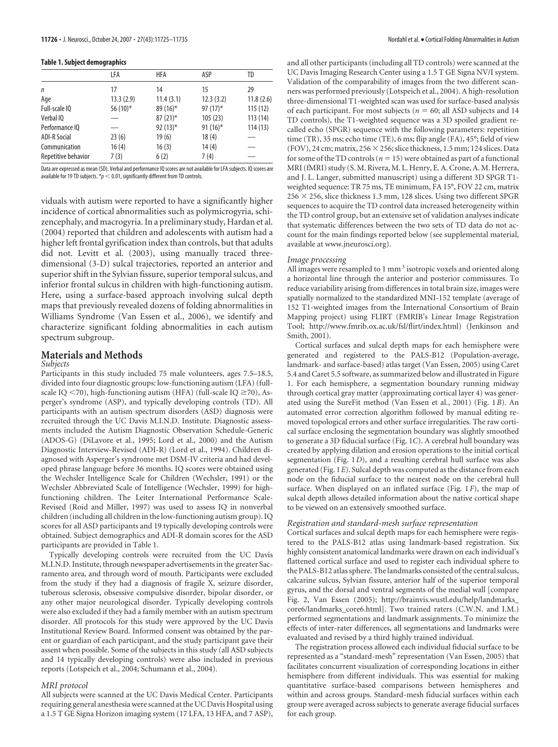**Table 1. Subject demographics**

| | LFA | HFA | ASP | TD |
|---|---|---|---|---|
| $n$ | 17 | 14 | 15 | 29 |
| Age | 13.3 (2.9) | 11.4 (3.1) | 12.3 (3.2) | 11.8 (2.6) |
| Full-scale IQ | 56 (10)* | 89 (16)* | 97 (17)* | 115 (12) |
| Verbal IQ | — | 87 (21)* | 105 (23) | 113 (14) |
| Performance IQ | — | 92 (13)* | 91 (16)* | 114 (13) |
| ADI-R Social | 23 (6) | 19 (6) | 18 (4) | — |
| Communication | 16 (4) | 16 (3) | 14 (4) | — |
| Repetitive behavior | 7 (3) | 6 (2) | 7 (4) | — |

Data are expressed as mean (SD). Verbal and performance IQ scores are not available for LFA subjects. IQ scores are available for 19 TD subjects. *$p < 0.01$, significantly different from TD controls.

viduals with autism were reported to have a significantly higher incidence of cortical abnormalities such as polymicrogyria, schizencephaly, and macrogyria. In a preliminary study, Hardan et al. (2004) reported that children and adolescents with autism had a higher left frontal gyrification index than controls, but that adults did not. Levitt et al. (2003), using manually traced three-dimensional (3-D) sulcal trajectories, reported an anterior and superior shift in the Sylvian fissure, superior temporal sulcus, and inferior frontal sulcus in children with high-functioning autism. Here, using a surface-based approach involving sulcal depth maps that previously revealed dozens of folding abnormalities in Williams Syndrome (Van Essen et al., 2006), we identify and characterize significant folding abnormalities in each autism spectrum subgroup.

## Materials and Methods

### *Subjects*

Participants in this study included 75 male volunteers, ages 7.5–18.5, divided into four diagnostic groups: low-functioning autism (LFA) (full-scale IQ <70), high-functioning autism (HFA) (full-scale IQ ≥70), Asperger's syndrome (ASP), and typically developing controls (TD). All participants with an autism spectrum disorders (ASD) diagnosis were recruited through the UC Davis M.I.N.D. Institute. Diagnostic assessments included the Autism Diagnostic Observation Schedule-Generic (ADOS-G) (DiLavore et al., 1995; Lord et al., 2000) and the Autism Diagnostic Interview-Revised (ADI-R) (Lord et al., 1994). Children diagnosed with Asperger's syndrome met DSM-IV criteria and had developed phrase language before 36 months. IQ scores were obtained using the Wechsler Intelligence Scale for Children (Wechsler, 1991) or the Wechsler Abbreviated Scale of Intelligence (Wechsler, 1999) for high-functioning children. The Leiter International Performance Scale-Revised (Roid and Miller, 1997) was used to assess IQ in nonverbal children (including all children in the low-functioning autism group). IQ scores for all ASD participants and 19 typically developing controls were obtained. Subject demographics and ADI-R domain scores for the ASD participants are provided in Table 1.

Typically developing controls were recruited from the UC Davis M.I.N.D. Institute, through newspaper advertisements in the greater Sacramento area, and through word of mouth. Participants were excluded from the study if they had a diagnosis of fragile X, seizure disorder, tuberous sclerosis, obsessive compulsive disorder, bipolar disorder, or any other major neurological disorder. Typically developing controls were also excluded if they had a family member with an autism spectrum disorder. All protocols for this study were approved by the UC Davis Institutional Review Board. Informed consent was obtained by the parent or guardian of each participant, and the study participant gave their assent when possible. Some of the subjects in this study (all ASD subjects and 14 typically developing controls) were also included in previous reports (Lotspeich et al., 2004; Schumann et al., 2004).

### *MRI protocol*

All subjects were scanned at the UC Davis Medical Center. Participants requiring general anesthesia were scanned at the UC Davis Hospital using a 1.5 T GE Signa Horizon imaging system (17 LFA, 13 HFA, and 7 ASP), and all other participants (including all TD controls) were scanned at the UC Davis Imaging Research Center using a 1.5 T GE Signa NV/I system. Validation of the comparability of images from the two different scanners was performed previously (Lotspeich et al., 2004). A high-resolution three-dimensional T1-weighted scan was used for surface-based analysis of each participant. For most subjects ($n = 60$; all ASD subjects and 14 TD controls), the T1-weighted sequence was a 3D spoiled gradient recalled echo (SPGR) sequence with the following parameters: repetition time (TR), 35 ms; echo time (TE), 6 ms; flip angle (FA), 45°; field of view (FOV), 24 cm; matrix, 256 × 256; slice thickness, 1.5 mm; 124 slices. Data for some of the TD controls ($n = 15$) were obtained as part of a functional MRI (fMRI) study (S. M. Rivera, M. L. Henry, E. A. Crone, A. M. Herrera, and J. L. Langer, submitted manuscript) using a different 3D SPGR T1-weighted sequence: TR 75 ms, TE minimum, FA 15°, FOV 22 cm, matrix 256 × 256, slice thickness 1.3 mm, 128 slices. Using two different SPGR sequences to acquire the TD control data increased heterogeneity within the TD control group, but an extensive set of validation analyses indicate that systematic differences between the two sets of TD data do not account for the main findings reported below (see supplemental material, available at www.jneurosci.org).

### *Image processing*

All images were resampled to 1 mm$^3$ isotropic voxels and oriented along a horizontal line through the anterior and posterior commissures. To reduce variability arising from differences in total brain size, images were spatially normalized to the standardized MNI-152 template (average of 152 T1-weighted images from the International Consortium of Brain Mapping project) using FLIRT (FMRIB's Linear Image Registration Tool; http://www.fmrib.ox.ac.uk/fsl/flirt/index.html) (Jenkinson and Smith, 2001).

Cortical surfaces and sulcal depth maps for each hemisphere were generated and registered to the PALS-B12 (Population-average, landmark- and surface-based) atlas target (Van Essen, 2005) using Caret 5.4 and Caret 5.5 software, as summarized below and illustrated in Figure 1. For each hemisphere, a segmentation boundary running midway through cortical gray matter (approximating cortical layer 4) was generated using the SureFit method (Van Essen et al., 2001) (Fig. 1*B*). An automated error correction algorithm followed by manual editing removed topological errors and other surface irregularities. The raw cortical surface enclosing the segmentation boundary was slightly smoothed to generate a 3D fiducial surface (Fig. 1*C*). A cerebral hull boundary was created by applying dilation and erosion operations to the initial cortical segmentation (Fig. 1*D*), and a resulting cerebral hull surface was also generated (Fig. 1*E*). Sulcal depth was computed as the distance from each node on the fiducial surface to the nearest node on the cerebral hull surface. When displayed on an inflated surface (Fig. 1*F*), the map of sulcal depth allows detailed information about the native cortical shape to be viewed on an extensively smoothed surface.

### *Registration and standard-mesh surface representation*

Cortical surfaces and sulcal depth maps for each hemisphere were registered to the PALS-B12 atlas using landmark-based registration. Six highly consistent anatomical landmarks were drawn on each individual's flattened cortical surface and used to register each individual sphere to the PALS-B12 atlas sphere. The landmarks consisted of the central sulcus, calcarine sulcus, Sylvian fissure, anterior half of the superior temporal gyrus, and the dorsal and ventral segments of the medial wall [compare Fig. 2, Van Essen (2005); http://brainvis.wustl.edu/help/landmarks_core6/landmarks_core6.html]. Two trained raters (C.W.N. and I.M.) performed segmentations and landmark assignments. To minimize the effects of inter-rater differences, all segmentations and landmarks were evaluated and revised by a third highly trained individual.

The registration process allowed each individual fiducial surface to be represented as a "standard-mesh" representation (Van Essen, 2005) that facilitates concurrent visualization of corresponding locations in either hemisphere from different individuals. This was essential for making quantitative surface-based comparisons between hemispheres and within and across groups. Standard-mesh fiducial surfaces within each group were averaged across subjects to generate average fiducial surfaces for each group.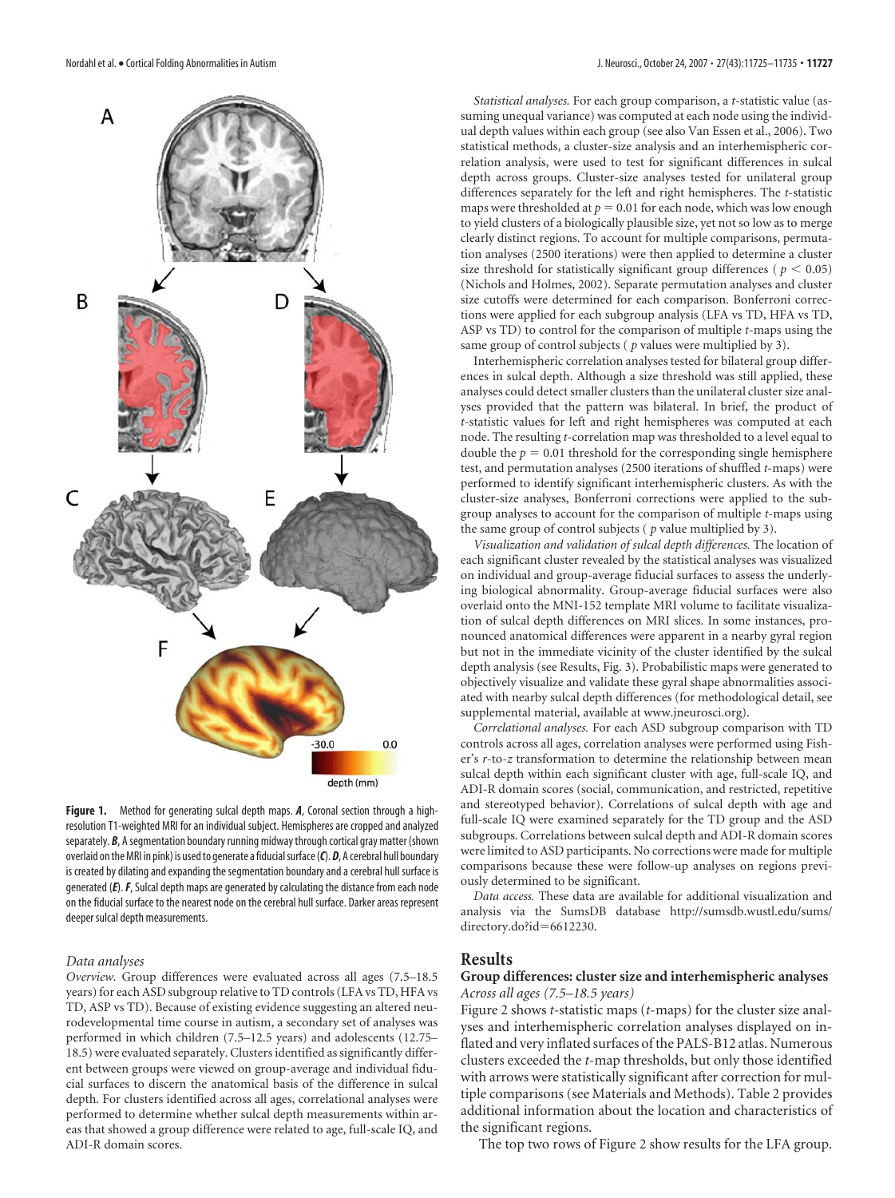**Figure 1.** Method for generating sulcal depth maps. ***A***, Coronal section through a high-resolution T1-weighted MRI for an individual subject. Hemispheres are cropped and analyzed separately. ***B***, A segmentation boundary running midway through cortical gray matter (shown overlaid on the MRI in pink) is used to generate a fiducial surface (***C***). ***D***, A cerebral hull boundary is created by dilating and expanding the segmentation boundary and a cerebral hull surface is generated (***E***). ***F***, Sulcal depth maps are generated by calculating the distance from each node on the fiducial surface to the nearest node on the cerebral hull surface. Darker areas represent deeper sulcal depth measurements.

### Data analyses

*Overview.* Group differences were evaluated across all ages (7.5–18.5 years) for each ASD subgroup relative to TD controls (LFA vs TD, HFA vs TD, ASP vs TD). Because of existing evidence suggesting an altered neurodevelopmental time course in autism, a secondary set of analyses was performed in which children (7.5–12.5 years) and adolescents (12.75–18.5) were evaluated separately. Clusters identified as significantly different between groups were viewed on group-average and individual fiducial surfaces to discern the anatomical basis of the difference in sulcal depth. For clusters identified across all ages, correlational analyses were performed to determine whether sulcal depth measurements within areas that showed a group difference were related to age, full-scale IQ, and ADI-R domain scores.

*Statistical analyses.* For each group comparison, a *t*-statistic value (assuming unequal variance) was computed at each node using the individual depth values within each group (see also Van Essen et al., 2006). Two statistical methods, a cluster-size analysis and an interhemispheric correlation analysis, were used to test for significant differences in sulcal depth across groups. Cluster-size analyses tested for unilateral group differences separately for the left and right hemispheres. The *t*-statistic maps were thresholded at $p = 0.01$ for each node, which was low enough to yield clusters of a biologically plausible size, yet not so low as to merge clearly distinct regions. To account for multiple comparisons, permutation analyses (2500 iterations) were then applied to determine a cluster size threshold for statistically significant group differences ( $p < 0.05$) (Nichols and Holmes, 2002). Separate permutation analyses and cluster size cutoffs were determined for each comparison. Bonferroni corrections were applied for each subgroup analysis (LFA vs TD, HFA vs TD, ASP vs TD) to control for the comparison of multiple *t*-maps using the same group of control subjects ( *p* values were multiplied by 3).

Interhemispheric correlation analyses tested for bilateral group differences in sulcal depth. Although a size threshold was still applied, these analyses could detect smaller clusters than the unilateral cluster size analyses provided that the pattern was bilateral. In brief, the product of *t*-statistic values for left and right hemispheres was computed at each node. The resulting *t*-correlation map was thresholded to a level equal to double the $p = 0.01$ threshold for the corresponding single hemisphere test, and permutation analyses (2500 iterations of shuffled *t*-maps) were performed to identify significant interhemispheric clusters. As with the cluster-size analyses, Bonferroni corrections were applied to the subgroup analyses to account for the comparison of multiple *t*-maps using the same group of control subjects ( *p* value multiplied by 3).

*Visualization and validation of sulcal depth differences.* The location of each significant cluster revealed by the statistical analyses was visualized on individual and group-average fiducial surfaces to assess the underlying biological abnormality. Group-average fiducial surfaces were also overlaid onto the MNI-152 template MRI volume to facilitate visualization of sulcal depth differences on MRI slices. In some instances, pronounced anatomical differences were apparent in a nearby gyral region but not in the immediate vicinity of the cluster identified by the sulcal depth analysis (see Results, Fig. 3). Probabilistic maps were generated to objectively visualize and validate these gyral shape abnormalities associated with nearby sulcal depth differences (for methodological detail, see supplemental material, available at www.jneurosci.org).

*Correlational analyses.* For each ASD subgroup comparison with TD controls across all ages, correlation analyses were performed using Fisher's *r*-to-*z* transformation to determine the relationship between mean sulcal depth within each significant cluster with age, full-scale IQ, and ADI-R domain scores (social, communication, and restricted, repetitive and stereotyped behavior). Correlations of sulcal depth with age and full-scale IQ were examined separately for the TD group and the ASD subgroups. Correlations between sulcal depth and ADI-R domain scores were limited to ASD participants. No corrections were made for multiple comparisons because these were follow-up analyses on regions previously determined to be significant.

*Data access.* These data are available for additional visualization and analysis via the SumsDB database http://sumsdb.wustl.edu/sums/directory.do?id=6612230.

## Results

### Group differences: cluster size and interhemispheric analyses

*Across all ages (7.5–18.5 years)*

Figure 2 shows *t*-statistic maps (*t*-maps) for the cluster size analyses and interhemispheric correlation analyses displayed on inflated and very inflated surfaces of the PALS-B12 atlas. Numerous clusters exceeded the *t*-map thresholds, but only those identified with arrows were statistically significant after correction for multiple comparisons (see Materials and Methods). Table 2 provides additional information about the location and characteristics of the significant regions.

The top two rows of Figure 2 show results for the LFA group.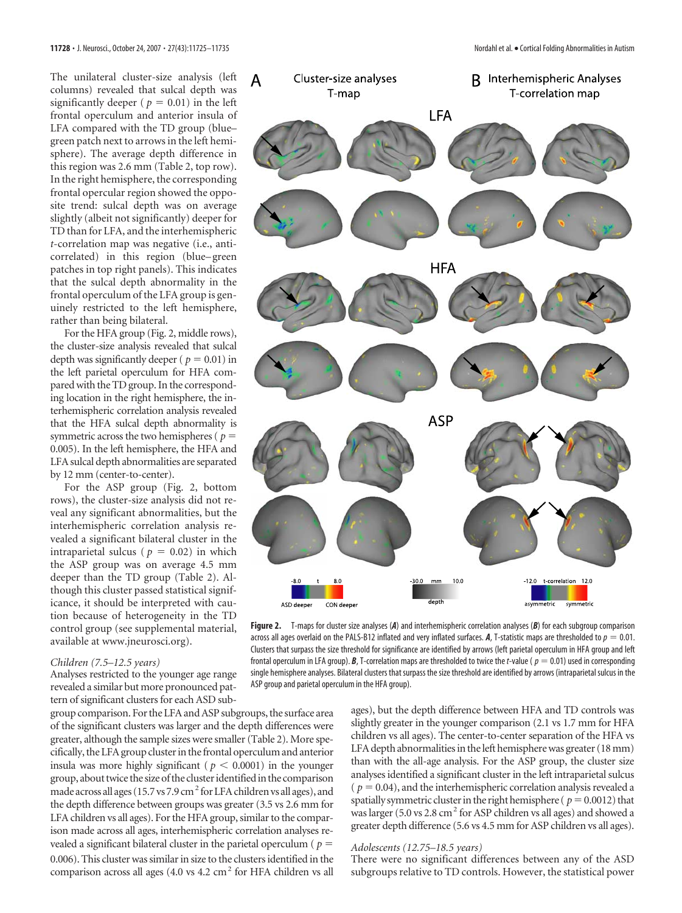The unilateral cluster-size analysis (left columns) revealed that sulcal depth was significantly deeper ($p = 0.01$) in the left frontal operculum and anterior insula of LFA compared with the TD group (blue–green patch next to arrows in the left hemisphere). The average depth difference in this region was 2.6 mm (Table 2, top row). In the right hemisphere, the corresponding frontal opercular region showed the opposite trend: sulcal depth was on average slightly (albeit not significantly) deeper for TD than for LFA, and the interhemispheric *t*-correlation map was negative (i.e., anticorrelated) in this region (blue–green patches in top right panels). This indicates that the sulcal depth abnormality in the frontal operculum of the LFA group is genuinely restricted to the left hemisphere, rather than being bilateral.

For the HFA group (Fig. 2, middle rows), the cluster-size analysis revealed that sulcal depth was significantly deeper ($p = 0.01$) in the left parietal operculum for HFA compared with the TD group. In the corresponding location in the right hemisphere, the interhemispheric correlation analysis revealed that the HFA sulcal depth abnormality is symmetric across the two hemispheres ($p = 0.005$). In the left hemisphere, the HFA and LFA sulcal depth abnormalities are separated by 12 mm (center-to-center).

For the ASP group (Fig. 2, bottom rows), the cluster-size analysis did not reveal any significant abnormalities, but the interhemispheric correlation analysis revealed a significant bilateral cluster in the intraparietal sulcus ($p = 0.02$) in which the ASP group was on average 4.5 mm deeper than the TD group (Table 2). Although this cluster passed statistical significance, it should be interpreted with caution because of heterogeneity in the TD control group (see supplemental material, available at www.jneurosci.org).

**Figure 2.** T-maps for cluster size analyses (***A***) and interhemispheric correlation analyses (***B***) for each subgroup comparison across all ages overlaid on the PALS-B12 inflated and very inflated surfaces. ***A***, T-statistic maps are thresholded to $p = 0.01$. Clusters that surpass the size threshold for significance are identified by arrows (left parietal operculum in HFA group and left frontal operculum in LFA group). ***B***, T-correlation maps are thresholded to twice the *t*-value ($p = 0.01$) used in corresponding single hemisphere analyses. Bilateral clusters that surpass the size threshold are identified by arrows (intraparietal sulcus in the ASP group and parietal operculum in the HFA group).

### *Children (7.5–12.5 years)*

Analyses restricted to the younger age range revealed a similar but more pronounced pattern of significant clusters for each ASD subgroup comparison. For the LFA and ASP subgroups, the surface area of the significant clusters was larger and the depth differences were greater, although the sample sizes were smaller (Table 2). More specifically, the LFA group cluster in the frontal operculum and anterior insula was more highly significant ($p < 0.0001$) in the younger group, about twice the size of the cluster identified in the comparison made across all ages (15.7 vs 7.9 $cm^2$ for LFA children vs all ages), and the depth difference between groups was greater (3.5 vs 2.6 mm for LFA children vs all ages). For the HFA group, similar to the comparison made across all ages, interhemispheric correlation analyses revealed a significant bilateral cluster in the parietal operculum ($p = 0.006$). This cluster was similar in size to the clusters identified in the comparison across all ages (4.0 vs 4.2 $cm^2$ for HFA children vs all ages), but the depth difference between HFA and TD controls was slightly greater in the younger comparison (2.1 vs 1.7 mm for HFA children vs all ages). The center-to-center separation of the HFA vs LFA depth abnormalities in the left hemisphere was greater (18 mm) than with the all-age analysis. For the ASP group, the cluster size analyses identified a significant cluster in the left intraparietal sulcus ($p = 0.04$), and the interhemispheric correlation analysis revealed a spatially symmetric cluster in the right hemisphere ($p = 0.0012$) that was larger (5.0 vs 2.8 $cm^2$ for ASP children vs all ages) and showed a greater depth difference (5.6 vs 4.5 mm for ASP children vs all ages).

### *Adolescents (12.75–18.5 years)*

There were no significant differences between any of the ASD subgroups relative to TD controls. However, the statistical power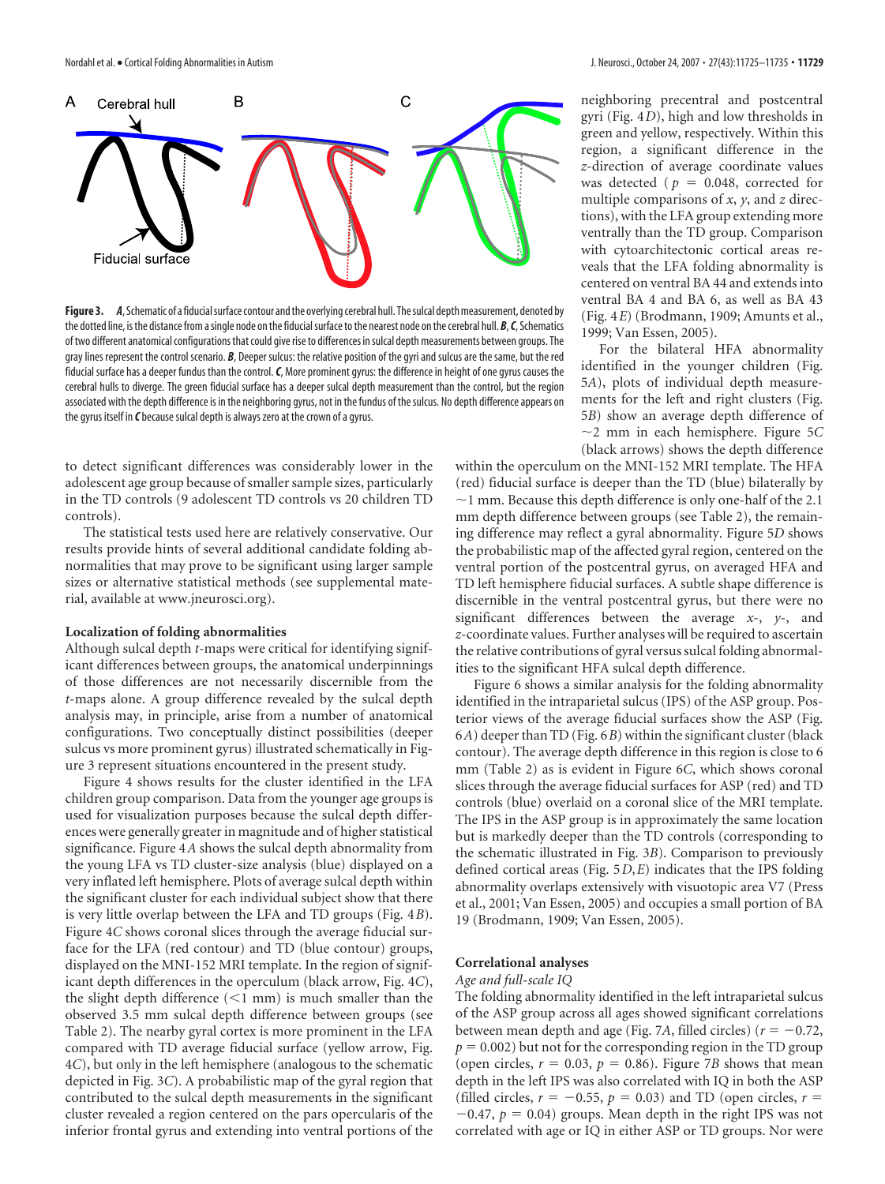**Figure 3.** ***A***, Schematic of a fiducial surface contour and the overlying cerebral hull. The sulcal depth measurement, denoted by the dotted line, is the distance from a single node on the fiducial surface to the nearest node on the cerebral hull. ***B***, ***C***, Schematics of two different anatomical configurations that could give rise to differences in sulcal depth measurements between groups. The gray lines represent the control scenario. ***B***, Deeper sulcus: the relative position of the gyri and sulcus are the same, but the red fiducial surface has a deeper fundus than the control. ***C***, More prominent gyrus: the difference in height of one gyrus causes the cerebral hulls to diverge. The green fiducial surface has a deeper sulcal depth measurement than the control, but the region associated with the depth difference is in the neighboring gyrus, not in the fundus of the sulcus. No depth difference appears on the gyrus itself in ***C*** because sulcal depth is always zero at the crown of a gyrus.

to detect significant differences was considerably lower in the adolescent age group because of smaller sample sizes, particularly in the TD controls (9 adolescent TD controls vs 20 children TD controls).

The statistical tests used here are relatively conservative. Our results provide hints of several additional candidate folding abnormalities that may prove to be significant using larger sample sizes or alternative statistical methods (see supplemental material, available at www.jneurosci.org).

### Localization of folding abnormalities

Although sulcal depth $t$-maps were critical for identifying significant differences between groups, the anatomical underpinnings of those differences are not necessarily discernible from the $t$-maps alone. A group difference revealed by the sulcal depth analysis may, in principle, arise from a number of anatomical configurations. Two conceptually distinct possibilities (deeper sulcus vs more prominent gyrus) illustrated schematically in Figure 3 represent situations encountered in the present study.

Figure 4 shows results for the cluster identified in the LFA children group comparison. Data from the younger age groups is used for visualization purposes because the sulcal depth differences were generally greater in magnitude and of higher statistical significance. Figure 4*A* shows the sulcal depth abnormality from the young LFA vs TD cluster-size analysis (blue) displayed on a very inflated left hemisphere. Plots of average sulcal depth within the significant cluster for each individual subject show that there is very little overlap between the LFA and TD groups (Fig. 4*B*). Figure 4*C* shows coronal slices through the average fiducial surface for the LFA (red contour) and TD (blue contour) groups, displayed on the MNI-152 MRI template. In the region of significant depth differences in the operculum (black arrow, Fig. 4*C*), the slight depth difference (<1 mm) is much smaller than the observed 3.5 mm sulcal depth difference between groups (see Table 2). The nearby gyral cortex is more prominent in the LFA compared with TD average fiducial surface (yellow arrow, Fig. 4*C*), but only in the left hemisphere (analogous to the schematic depicted in Fig. 3*C*). A probabilistic map of the gyral region that contributed to the sulcal depth measurements in the significant cluster revealed a region centered on the pars opercularis of the inferior frontal gyrus and extending into ventral portions of the neighboring precentral and postcentral gyri (Fig. 4*D*), high and low thresholds in green and yellow, respectively. Within this region, a significant difference in the $z$-direction of average coordinate values was detected ($p = 0.048$, corrected for multiple comparisons of $x$, $y$, and $z$ directions), with the LFA group extending more ventrally than the TD group. Comparison with cytoarchitectonic cortical areas reveals that the LFA folding abnormality is centered on ventral BA 44 and extends into ventral BA 4 and BA 6, as well as BA 43 (Fig. 4*E*) (Brodmann, 1909; Amunts et al., 1999; Van Essen, 2005).

For the bilateral HFA abnormality identified in the younger children (Fig. 5*A*), plots of individual depth measurements for the left and right clusters (Fig. 5*B*) show an average depth difference of ~2 mm in each hemisphere. Figure 5*C* (black arrows) shows the depth difference within the operculum on the MNI-152 MRI template. The HFA (red) fiducial surface is deeper than the TD (blue) bilaterally by ~1 mm. Because this depth difference is only one-half of the 2.1 mm depth difference between groups (see Table 2), the remaining difference may reflect a gyral abnormality. Figure 5*D* shows the probabilistic map of the affected gyral region, centered on the ventral portion of the postcentral gyrus, on averaged HFA and TD left hemisphere fiducial surfaces. A subtle shape difference is discernible in the ventral postcentral gyrus, but there were no significant differences between the average $x$-, $y$-, and $z$-coordinate values. Further analyses will be required to ascertain the relative contributions of gyral versus sulcal folding abnormalities to the significant HFA sulcal depth difference.

Figure 6 shows a similar analysis for the folding abnormality identified in the intraparietal sulcus (IPS) of the ASP group. Posterior views of the average fiducial surfaces show the ASP (Fig. 6*A*) deeper than TD (Fig. 6*B*) within the significant cluster (black contour). The average depth difference in this region is close to 6 mm (Table 2) as is evident in Figure 6*C*, which shows coronal slices through the average fiducial surfaces for ASP (red) and TD controls (blue) overlaid on a coronal slice of the MRI template. The IPS in the ASP group is in approximately the same location but is markedly deeper than the TD controls (corresponding to the schematic illustrated in Fig. 3*B*). Comparison to previously defined cortical areas (Fig. 5*D*,*E*) indicates that the IPS folding abnormality overlaps extensively with visuotopic area V7 (Press et al., 2001; Van Essen, 2005) and occupies a small portion of BA 19 (Brodmann, 1909; Van Essen, 2005).

### Correlational analyses

*Age and full-scale IQ*

The folding abnormality identified in the left intraparietal sulcus of the ASP group across all ages showed significant correlations between mean depth and age (Fig. 7*A*, filled circles) ($r = -0.72$, $p = 0.002$) but not for the corresponding region in the TD group (open circles, $r = 0.03$, $p = 0.86$). Figure 7*B* shows that mean depth in the left IPS was also correlated with IQ in both the ASP (filled circles, $r = -0.55$, $p = 0.03$) and TD (open circles, $r = -0.47$, $p = 0.04$) groups. Mean depth in the right IPS was not correlated with age or IQ in either ASP or TD groups. Nor were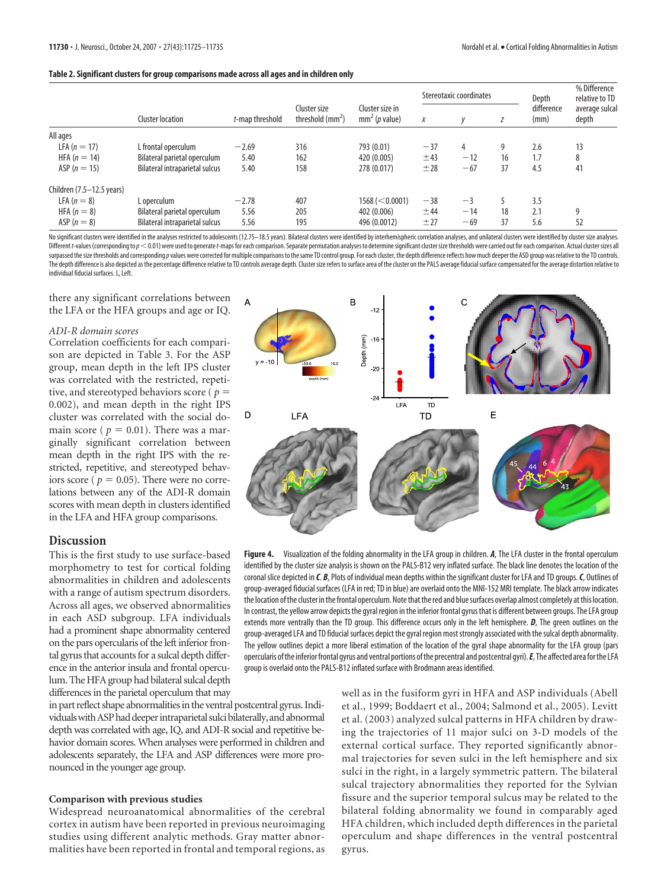**Table 2. Significant clusters for group comparisons made across all ages and in children only**

| | Cluster location | *t*-map threshold | Cluster size threshold (mm$^2$) | Cluster size in mm$^2$ (*p* value) | Stereotaxic coordinates | | | Depth difference (mm) | % Difference relative to TD average sulcal depth |
|---|---|---|---|---|---|---|---|---|---|
| | | | | | *x* | *y* | *z* | | |
| All ages | | | | | | | | | |
| LFA ($n = 17$) | L frontal operculum | −2.69 | 316 | 793 (0.01) | −37 | 4 | 9 | 2.6 | 13 |
| HFA ($n = 14$) | Bilateral parietal operculum | 5.40 | 162 | 420 (0.005) | ±43 | −12 | 16 | 1.7 | 8 |
| ASP ($n = 15$) | Bilateral intraparietal sulcus | 5.40 | 158 | 278 (0.017) | ±28 | −67 | 37 | 4.5 | 41 |
| Children (7.5–12.5 years) | | | | | | | | | |
| LFA ($n = 8$) | L operculum | −2.78 | 407 | 1568 (<0.0001) | −38 | −3 | 5 | 3.5 | |
| HFA ($n = 8$) | Bilateral parietal operculum | 5.56 | 205 | 402 (0.006) | ±44 | −14 | 18 | 2.1 | 9 |
| ASP ($n = 8$) | Bilateral intraparietal sulcus | 5.56 | 195 | 496 (0.0012) | ±27 | −69 | 37 | 5.6 | 52 |

No significant clusters were identified in the analyses restricted to adolescents (12.75–18.5 years). Bilateral clusters were identified by interhemispheric correlation analyses, and unilateral clusters were identified by cluster size analyses. Different *t*-values (corresponding to $p < 0.01$) were used to generate *t*-maps for each comparison. Separate permutation analyses to determine significant cluster size thresholds were carried out for each comparison. Actual cluster sizes all surpassed the size thresholds and corresponding *p* values were corrected for multiple comparisons to the same TD control group. For each cluster, the depth difference reflects how much deeper the ASD group was relative to the TD controls. The depth difference is also depicted as the percentage difference relative to TD controls average depth. Cluster size refers to surface area of the cluster on the PALS average fiducial surface compensated for the average distortion relative to individual fiducial surfaces. L, Left.

there any significant correlations between the LFA or the HFA groups and age or IQ.

*ADI-R domain scores*

Correlation coefficients for each comparison are depicted in Table 3. For the ASP group, mean depth in the left IPS cluster was correlated with the restricted, repetitive, and stereotyped behaviors score ($p = 0.002$), and mean depth in the right IPS cluster was correlated with the social domain score ($p = 0.01$). There was a marginally significant correlation between mean depth in the right IPS with the restricted, repetitive, and stereotyped behaviors score ($p = 0.05$). There were no correlations between any of the ADI-R domain scores with mean depth in clusters identified in the LFA and HFA group comparisons.

**Figure 4.** Visualization of the folding abnormality in the LFA group in children. ***A***, The LFA cluster in the frontal operculum identified by the cluster size analysis is shown on the PALS-B12 very inflated surface. The black line denotes the location of the coronal slice depicted in ***C***. ***B***, Plots of individual mean depths within the significant cluster for LFA and TD groups. ***C***, Outlines of group-averaged fiducial surfaces (LFA in red; TD in blue) are overlaid onto the MNI-152 MRI template. The black arrow indicates the location of the cluster in the frontal operculum. Note that the red and blue surfaces overlap almost completely at this location. In contrast, the yellow arrow depicts the gyral region in the inferior frontal gyrus that is different between groups. The LFA group extends more ventrally than the TD group. This difference occurs only in the left hemisphere. ***D***, The green outlines on the group-averaged LFA and TD fiducial surfaces depict the gyral region most strongly associated with the sulcal depth abnormality. The yellow outlines depict a more liberal estimation of the location of the gyral shape abnormality for the LFA group (pars opercularis of the inferior frontal gyrus and ventral portions of the precentral and postcentral gyri). ***E***, The affected area for the LFA group is overlaid onto the PALS-B12 inflated surface with Brodmann areas identified.

## Discussion

This is the first study to use surface-based morphometry to test for cortical folding abnormalities in children and adolescents with a range of autism spectrum disorders. Across all ages, we observed abnormalities in each ASD subgroup. LFA individuals had a prominent shape abnormality centered on the pars opercularis of the left inferior frontal gyrus that accounts for a sulcal depth difference in the anterior insula and frontal operculum. The HFA group had bilateral sulcal depth differences in the parietal operculum that may in part reflect shape abnormalities in the ventral postcentral gyrus. Individuals with ASP had deeper intraparietal sulci bilaterally, and abnormal depth was correlated with age, IQ, and ADI-R social and repetitive behavior domain scores. When analyses were performed in children and adolescents separately, the LFA and ASP differences were more pronounced in the younger age group.

### Comparison with previous studies

Widespread neuroanatomical abnormalities of the cerebral cortex in autism have been reported in previous neuroimaging studies using different analytic methods. Gray matter abnormalities have been reported in frontal and temporal regions, as well as in the fusiform gyri in HFA and ASP individuals (Abell et al., 1999; Boddaert et al., 2004; Salmond et al., 2005). Levitt et al. (2003) analyzed sulcal patterns in HFA children by drawing the trajectories of 11 major sulci on 3-D models of the external cortical surface. They reported significantly abnormal trajectories for seven sulci in the left hemisphere and six sulci in the right, in a largely symmetric pattern. The bilateral sulcal trajectory abnormalities they reported for the Sylvian fissure and the superior temporal sulcus may be related to the bilateral folding abnormality we found in comparably aged HFA children, which included depth differences in the parietal operculum and shape differences in the ventral postcentral gyrus.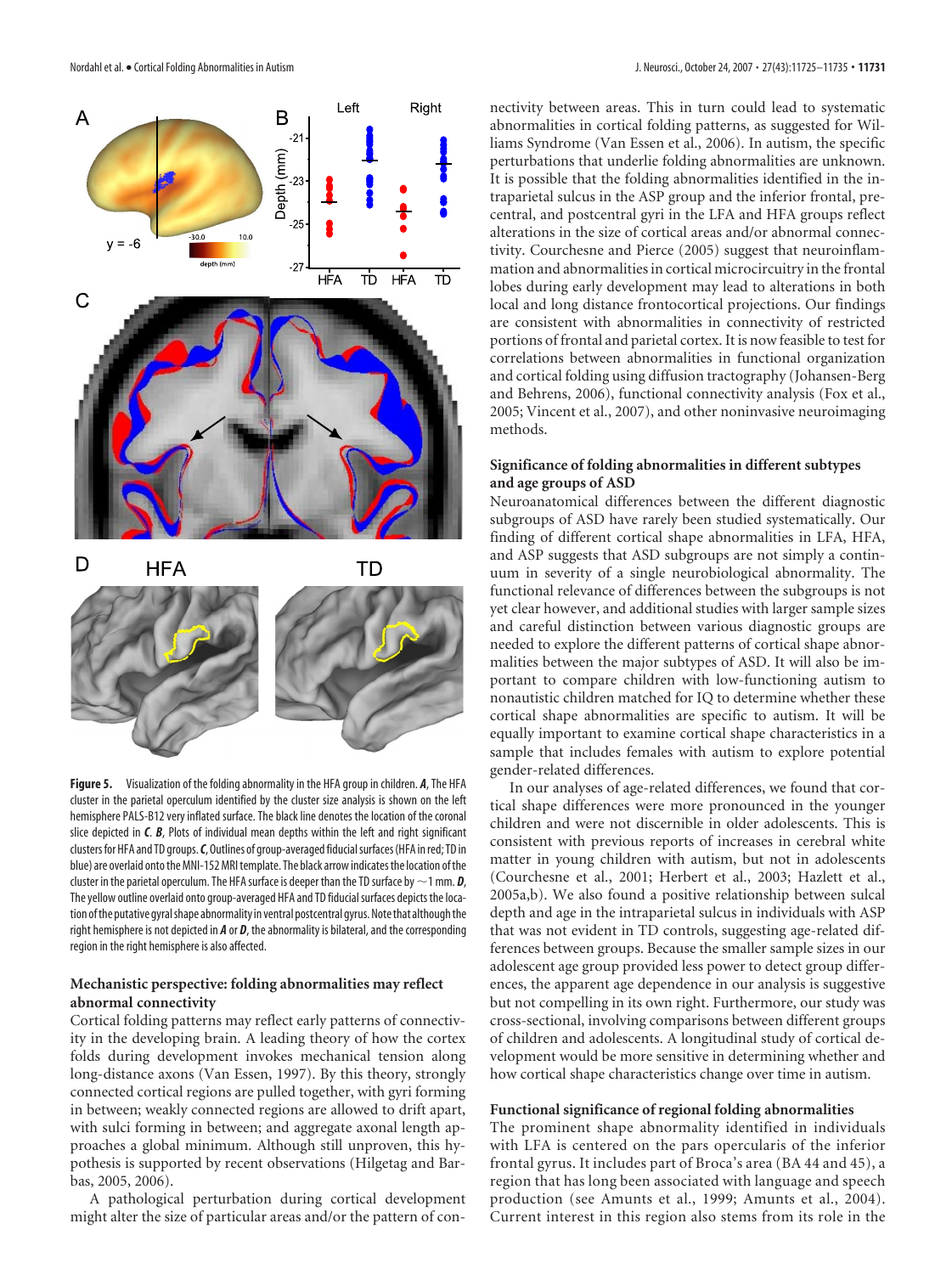A

y = -6

-30.0 10.0

depth (mm)

B

Left Right

Depth (mm)

-21

-23

-25

-27

HFA TD HFA TD

C

D HFA TD

**Figure 5.** Visualization of the folding abnormality in the HFA group in children. ***A***, The HFA cluster in the parietal operculum identified by the cluster size analysis is shown on the left hemisphere PALS-B12 very inflated surface. The black line denotes the location of the coronal slice depicted in ***C***. ***B***, Plots of individual mean depths within the left and right significant clusters for HFA and TD groups. ***C***, Outlines of group-averaged fiducial surfaces (HFA in red; TD in blue) are overlaid onto the MNI-152 MRI template. The black arrow indicates the location of the cluster in the parietal operculum. The HFA surface is deeper than the TD surface by ~1 mm. ***D***, The yellow outline overlaid onto group-averaged HFA and TD fiducial surfaces depicts the location of the putative gyral shape abnormality in ventral postcentral gyrus. Note that although the right hemisphere is not depicted in ***A*** or ***D***, the abnormality is bilateral, and the corresponding region in the right hemisphere is also affected.

### Mechanistic perspective: folding abnormalities may reflect abnormal connectivity

Cortical folding patterns may reflect early patterns of connectivity in the developing brain. A leading theory of how the cortex folds during development invokes mechanical tension along long-distance axons (Van Essen, 1997). By this theory, strongly connected cortical regions are pulled together, with gyri forming in between; weakly connected regions are allowed to drift apart, with sulci forming in between; and aggregate axonal length approaches a global minimum. Although still unproven, this hypothesis is supported by recent observations (Hilgetag and Barbas, 2005, 2006).

A pathological perturbation during cortical development might alter the size of particular areas and/or the pattern of connectivity between areas. This in turn could lead to systematic abnormalities in cortical folding patterns, as suggested for Williams Syndrome (Van Essen et al., 2006). In autism, the specific perturbations that underlie folding abnormalities are unknown. It is possible that the folding abnormalities identified in the intraparietal sulcus in the ASP group and the inferior frontal, precentral, and postcentral gyri in the LFA and HFA groups reflect alterations in the size of cortical areas and/or abnormal connectivity. Courchesne and Pierce (2005) suggest that neuroinflammation and abnormalities in cortical microcircuitry in the frontal lobes during early development may lead to alterations in both local and long distance frontocortical projections. Our findings are consistent with abnormalities in connectivity of restricted portions of frontal and parietal cortex. It is now feasible to test for correlations between abnormalities in functional organization and cortical folding using diffusion tractography (Johansen-Berg and Behrens, 2006), functional connectivity analysis (Fox et al., 2005; Vincent et al., 2007), and other noninvasive neuroimaging methods.

### Significance of folding abnormalities in different subtypes and age groups of ASD

Neuroanatomical differences between the different diagnostic subgroups of ASD have rarely been studied systematically. Our finding of different cortical shape abnormalities in LFA, HFA, and ASP suggests that ASD subgroups are not simply a continuum in severity of a single neurobiological abnormality. The functional relevance of differences between the subgroups is not yet clear however, and additional studies with larger sample sizes and careful distinction between various diagnostic groups are needed to explore the different patterns of cortical shape abnormalities between the major subtypes of ASD. It will also be important to compare children with low-functioning autism to nonautistic children matched for IQ to determine whether these cortical shape abnormalities are specific to autism. It will be equally important to examine cortical shape characteristics in a sample that includes females with autism to explore potential gender-related differences.

In our analyses of age-related differences, we found that cortical shape differences were more pronounced in the younger children and were not discernible in older adolescents. This is consistent with previous reports of increases in cerebral white matter in young children with autism, but not in adolescents (Courchesne et al., 2001; Herbert et al., 2003; Hazlett et al., 2005a,b). We also found a positive relationship between sulcal depth and age in the intraparietal sulcus in individuals with ASP that was not evident in TD controls, suggesting age-related differences between groups. Because the smaller sample sizes in our adolescent age group provided less power to detect group differences, the apparent age dependence in our analysis is suggestive but not compelling in its own right. Furthermore, our study was cross-sectional, involving comparisons between different groups of children and adolescents. A longitudinal study of cortical development would be more sensitive in determining whether and how cortical shape characteristics change over time in autism.

### Functional significance of regional folding abnormalities

The prominent shape abnormality identified in individuals with LFA is centered on the pars opercularis of the inferior frontal gyrus. It includes part of Broca's area (BA 44 and 45), a region that has long been associated with language and speech production (see Amunts et al., 1999; Amunts et al., 2004). Current interest in this region also stems from its role in the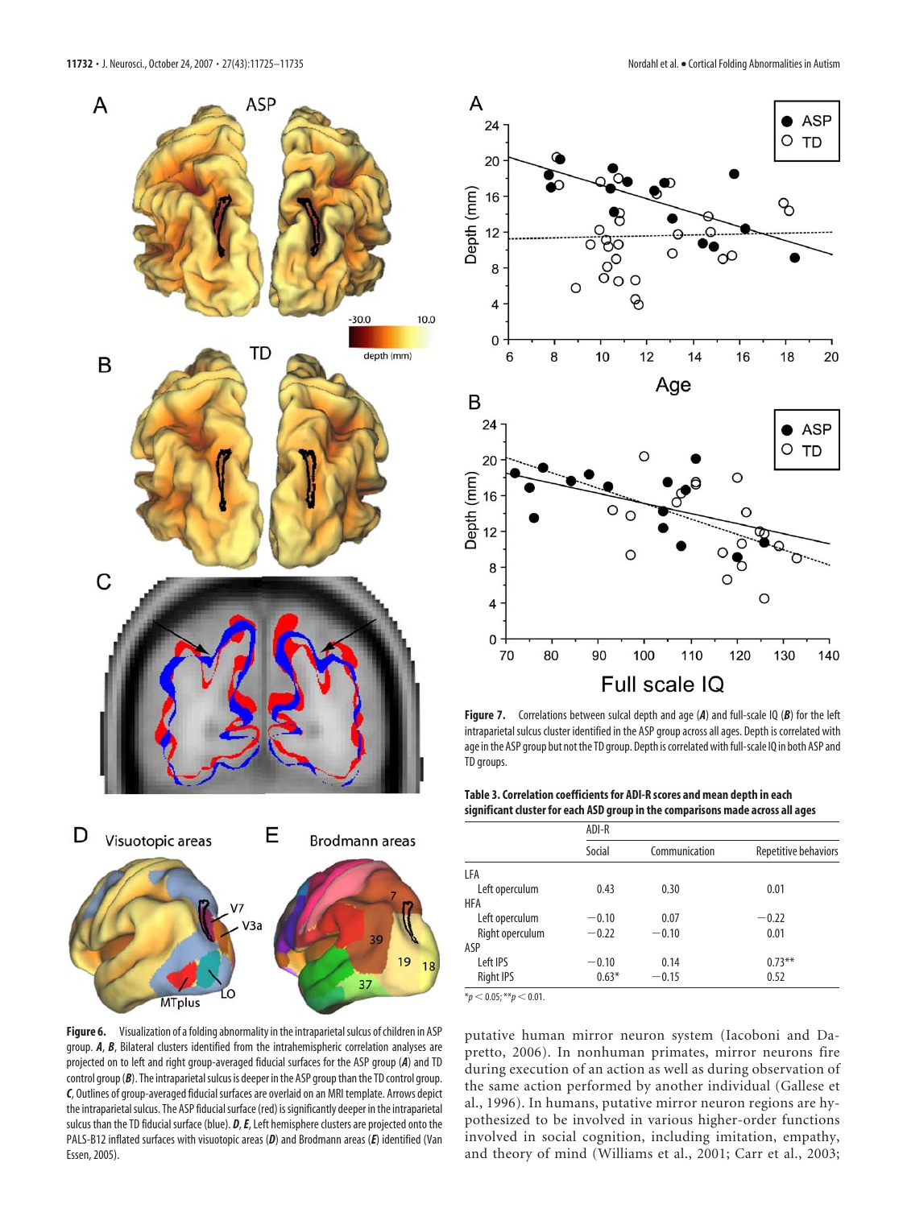**Figure 6.** Visualization of a folding abnormality in the intraparietal sulcus of children in ASP group. ***A***, ***B***, Bilateral clusters identified from the intrahemispheric correlation analyses are projected on to left and right group-averaged fiducial surfaces for the ASP group (***A***) and TD control group (***B***). The intraparietal sulcus is deeper in the ASP group than the TD control group. ***C***, Outlines of group-averaged fiducial surfaces are overlaid on an MRI template. Arrows depict the intraparietal sulcus. The ASP fiducial surface (red) is significantly deeper in the intraparietal sulcus than the TD fiducial surface (blue). ***D***, ***E***, Left hemisphere clusters are projected onto the PALS-B12 inflated surfaces with visuotopic areas (***D***) and Brodmann areas (***E***) identified (Van Essen, 2005).

**Figure 7.** Correlations between sulcal depth and age (***A***) and full-scale IQ (***B***) for the left intraparietal sulcus cluster identified in the ASP group across all ages. Depth is correlated with age in the ASP group but not the TD group. Depth is correlated with full-scale IQ in both ASP and TD groups.

**Table 3. Correlation coefficients for ADI-R scores and mean depth in each significant cluster for each ASD group in the comparisons made across all ages**

| | ADI-R | | |
|---|---|---|---|
| | Social | Communication | Repetitive behaviors |
| LFA | | | |
| Left operculum | 0.43 | 0.30 | 0.01 |
| HFA | | | |
| Left operculum | −0.10 | 0.07 | −0.22 |
| Right operculum | −0.22 | −0.10 | 0.01 |
| ASP | | | |
| Left IPS | −0.10 | 0.14 | 0.73** |
| Right IPS | 0.63* | −0.15 | 0.52 |

*$p < 0.05$; **$p < 0.01$.

putative human mirror neuron system (Iacoboni and Dapretto, 2006). In nonhuman primates, mirror neurons fire during execution of an action as well as during observation of the same action performed by another individual (Gallese et al., 1996). In humans, putative mirror neuron regions are hypothesized to be involved in various higher-order functions involved in social cognition, including imitation, empathy, and theory of mind (Williams et al., 2001; Carr et al., 2003;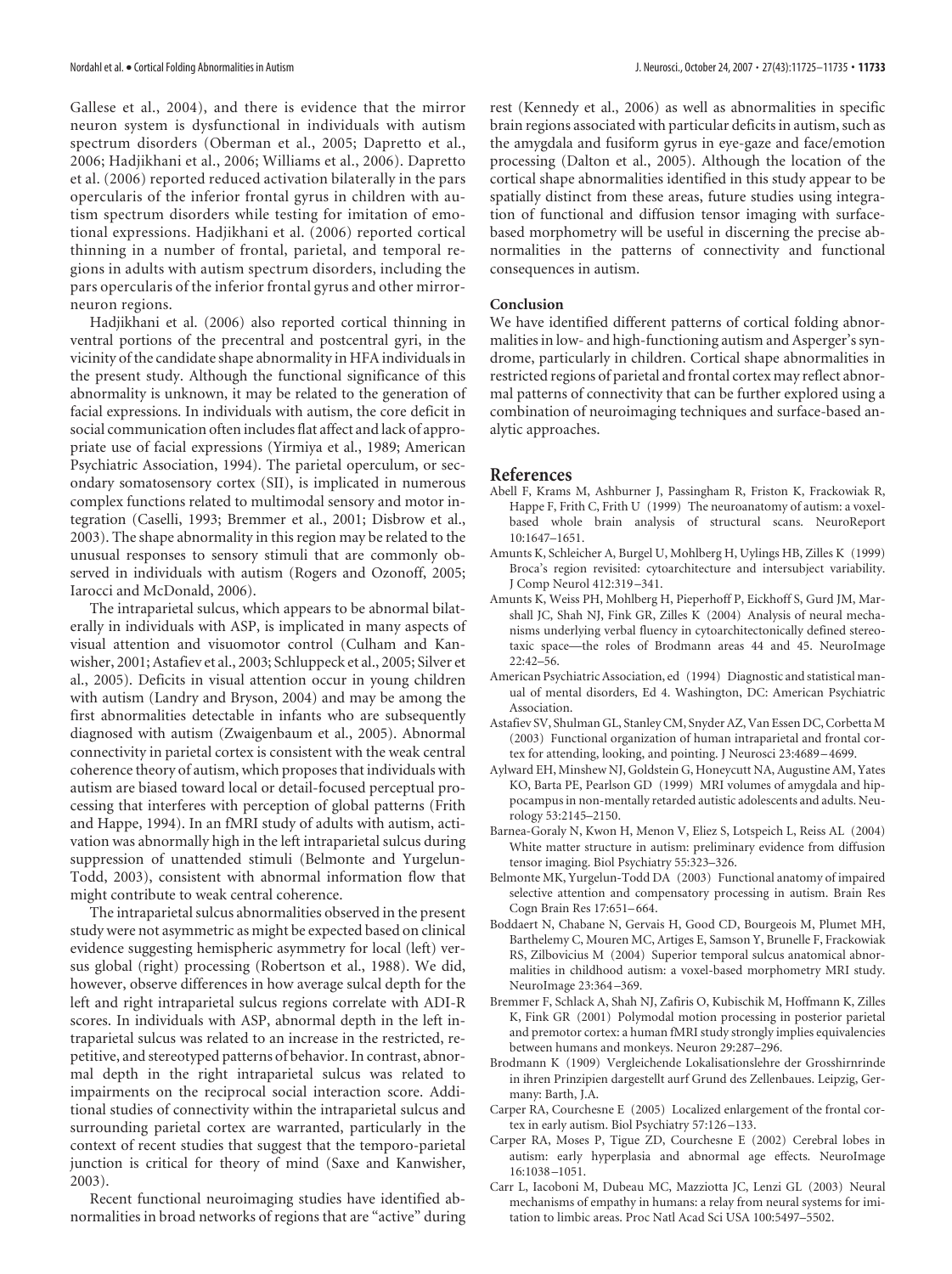Gallese et al., 2004), and there is evidence that the mirror neuron system is dysfunctional in individuals with autism spectrum disorders (Oberman et al., 2005; Dapretto et al., 2006; Hadjikhani et al., 2006; Williams et al., 2006). Dapretto et al. (2006) reported reduced activation bilaterally in the pars opercularis of the inferior frontal gyrus in children with autism spectrum disorders while testing for imitation of emotional expressions. Hadjikhani et al. (2006) reported cortical thinning in a number of frontal, parietal, and temporal regions in adults with autism spectrum disorders, including the pars opercularis of the inferior frontal gyrus and other mirror-neuron regions.

Hadjikhani et al. (2006) also reported cortical thinning in ventral portions of the precentral and postcentral gyri, in the vicinity of the candidate shape abnormality in HFA individuals in the present study. Although the functional significance of this abnormality is unknown, it may be related to the generation of facial expressions. In individuals with autism, the core deficit in social communication often includes flat affect and lack of appropriate use of facial expressions (Yirmiya et al., 1989; American Psychiatric Association, 1994). The parietal operculum, or secondary somatosensory cortex (SII), is implicated in numerous complex functions related to multimodal sensory and motor integration (Caselli, 1993; Bremmer et al., 2001; Disbrow et al., 2003). The shape abnormality in this region may be related to the unusual responses to sensory stimuli that are commonly observed in individuals with autism (Rogers and Ozonoff, 2005; Iarocci and McDonald, 2006).

The intraparietal sulcus, which appears to be abnormal bilaterally in individuals with ASP, is implicated in many aspects of visual attention and visuomotor control (Culham and Kanwisher, 2001; Astafiev et al., 2003; Schluppeck et al., 2005; Silver et al., 2005). Deficits in visual attention occur in young children with autism (Landry and Bryson, 2004) and may be among the first abnormalities detectable in infants who are subsequently diagnosed with autism (Zwaigenbaum et al., 2005). Abnormal connectivity in parietal cortex is consistent with the weak central coherence theory of autism, which proposes that individuals with autism are biased toward local or detail-focused perceptual processing that interferes with perception of global patterns (Frith and Happe, 1994). In an fMRI study of adults with autism, activation was abnormally high in the left intraparietal sulcus during suppression of unattended stimuli (Belmonte and Yurgelun-Todd, 2003), consistent with abnormal information flow that might contribute to weak central coherence.

The intraparietal sulcus abnormalities observed in the present study were not asymmetric as might be expected based on clinical evidence suggesting hemispheric asymmetry for local (left) versus global (right) processing (Robertson et al., 1988). We did, however, observe differences in how average sulcal depth for the left and right intraparietal sulcus regions correlate with ADI-R scores. In individuals with ASP, abnormal depth in the left intraparietal sulcus was related to an increase in the restricted, repetitive, and stereotyped patterns of behavior. In contrast, abnormal depth in the right intraparietal sulcus was related to impairments on the reciprocal social interaction score. Additional studies of connectivity within the intraparietal sulcus and surrounding parietal cortex are warranted, particularly in the context of recent studies that suggest that the temporo-parietal junction is critical for theory of mind (Saxe and Kanwisher, 2003).

Recent functional neuroimaging studies have identified abnormalities in broad networks of regions that are "active" during rest (Kennedy et al., 2006) as well as abnormalities in specific brain regions associated with particular deficits in autism, such as the amygdala and fusiform gyrus in eye-gaze and face/emotion processing (Dalton et al., 2005). Although the location of the cortical shape abnormalities identified in this study appear to be spatially distinct from these areas, future studies using integration of functional and diffusion tensor imaging with surface-based morphometry will be useful in discerning the precise abnormalities in the patterns of connectivity and functional consequences in autism.

### Conclusion

We have identified different patterns of cortical folding abnormalities in low- and high-functioning autism and Asperger's syndrome, particularly in children. Cortical shape abnormalities in restricted regions of parietal and frontal cortex may reflect abnormal patterns of connectivity that can be further explored using a combination of neuroimaging techniques and surface-based analytic approaches.

## References

Abell F, Krams M, Ashburner J, Passingham R, Friston K, Frackowiak R, Happe F, Frith C, Frith U (1999) The neuroanatomy of autism: a voxel-based whole brain analysis of structural scans. NeuroReport 10:1647–1651.

Amunts K, Schleicher A, Burgel U, Mohlberg H, Uylings HB, Zilles K (1999) Broca's region revisited: cytoarchitecture and intersubject variability. J Comp Neurol 412:319–341.

Amunts K, Weiss PH, Mohlberg H, Pieperhoff P, Eickhoff S, Gurd JM, Marshall JC, Shah NJ, Fink GR, Zilles K (2004) Analysis of neural mechanisms underlying verbal fluency in cytoarchitectonically defined stereotaxic space—the roles of Brodmann areas 44 and 45. NeuroImage 22:42–56.

American Psychiatric Association, ed (1994) Diagnostic and statistical manual of mental disorders, Ed 4. Washington, DC: American Psychiatric Association.

Astafiev SV, Shulman GL, Stanley CM, Snyder AZ, Van Essen DC, Corbetta M (2003) Functional organization of human intraparietal and frontal cortex for attending, looking, and pointing. J Neurosci 23:4689–4699.

Aylward EH, Minshew NJ, Goldstein G, Honeycutt NA, Augustine AM, Yates KO, Barta PE, Pearlson GD (1999) MRI volumes of amygdala and hippocampus in non-mentally retarded autistic adolescents and adults. Neurology 53:2145–2150.

Barnea-Goraly N, Kwon H, Menon V, Eliez S, Lotspeich L, Reiss AL (2004) White matter structure in autism: preliminary evidence from diffusion tensor imaging. Biol Psychiatry 55:323–326.

Belmonte MK, Yurgelun-Todd DA (2003) Functional anatomy of impaired selective attention and compensatory processing in autism. Brain Res Cogn Brain Res 17:651–664.

Boddaert N, Chabane N, Gervais H, Good CD, Bourgeois M, Plumet MH, Barthelemy C, Mouren MC, Artiges E, Samson Y, Brunelle F, Frackowiak RS, Zilbovicius M (2004) Superior temporal sulcus anatomical abnormalities in childhood autism: a voxel-based morphometry MRI study. NeuroImage 23:364–369.

Bremmer F, Schlack A, Shah NJ, Zafiris O, Kubischik M, Hoffmann K, Zilles K, Fink GR (2001) Polymodal motion processing in posterior parietal and premotor cortex: a human fMRI study strongly implies equivalencies between humans and monkeys. Neuron 29:287–296.

Brodmann K (1909) Vergleichende Lokalisationslehre der Grosshirnrinde in ihren Prinzipien dargestellt aurf Grund des Zellenbaues. Leipzig, Germany: Barth, J.A.

Carper RA, Courchesne E (2005) Localized enlargement of the frontal cortex in early autism. Biol Psychiatry 57:126–133.

Carper RA, Moses P, Tigue ZD, Courchesne E (2002) Cerebral lobes in autism: early hyperplasia and abnormal age effects. NeuroImage 16:1038–1051.

Carr L, Iacoboni M, Dubeau MC, Mazziotta JC, Lenzi GL (2003) Neural mechanisms of empathy in humans: a relay from neural systems for imitation to limbic areas. Proc Natl Acad Sci USA 100:5497–5502.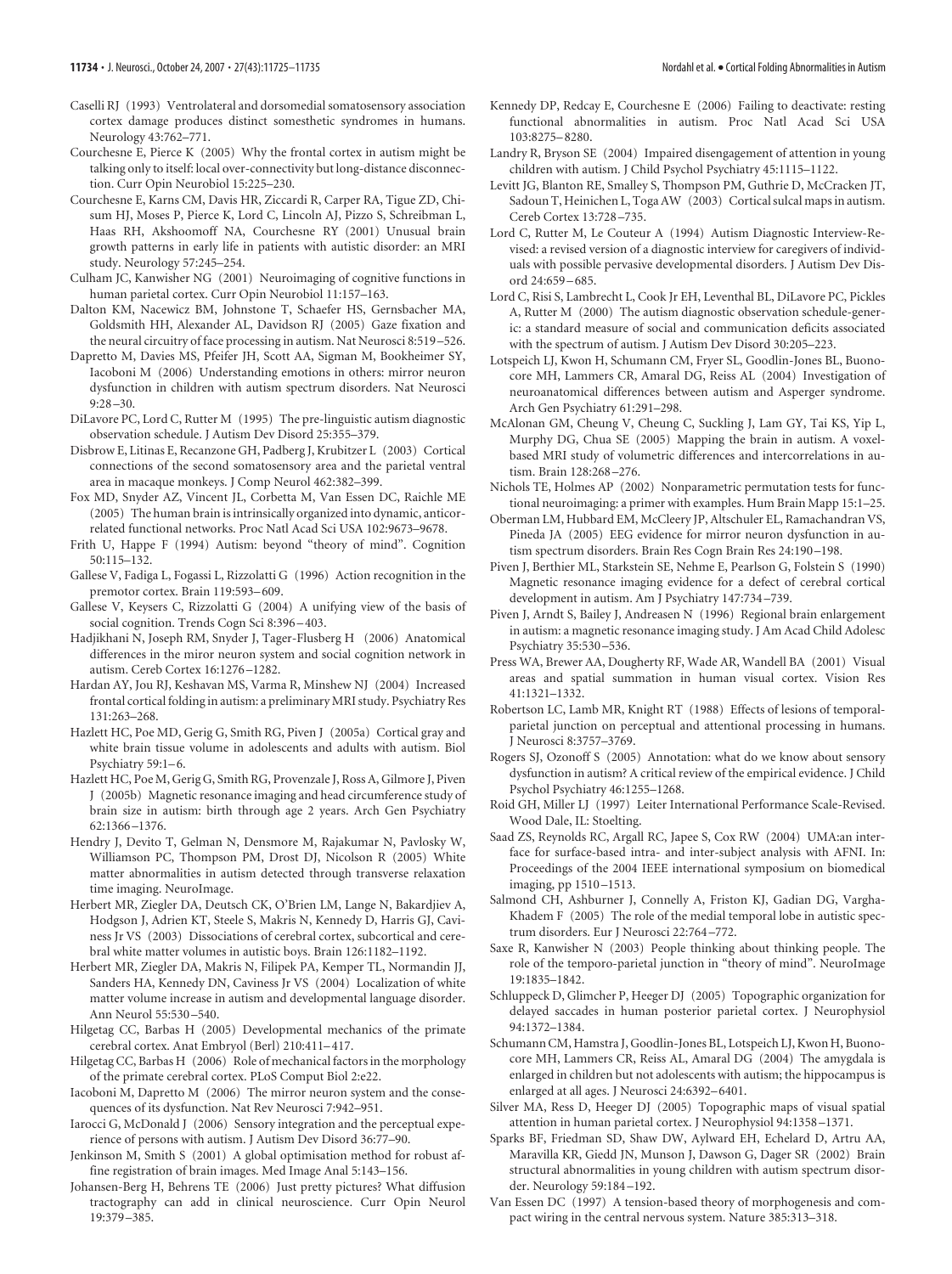Caselli RJ (1993) Ventrolateral and dorsomedial somatosensory association cortex damage produces distinct somesthetic syndromes in humans. Neurology 43:762–771.

Courchesne E, Pierce K (2005) Why the frontal cortex in autism might be talking only to itself: local over-connectivity but long-distance disconnection. Curr Opin Neurobiol 15:225–230.

Courchesne E, Karns CM, Davis HR, Ziccardi R, Carper RA, Tigue ZD, Chisum HJ, Moses P, Pierce K, Lord C, Lincoln AJ, Pizzo S, Schreibman L, Haas RH, Akshoomoff NA, Courchesne RY (2001) Unusual brain growth patterns in early life in patients with autistic disorder: an MRI study. Neurology 57:245–254.

Culham JC, Kanwisher NG (2001) Neuroimaging of cognitive functions in human parietal cortex. Curr Opin Neurobiol 11:157–163.

Dalton KM, Nacewicz BM, Johnstone T, Schaefer HS, Gernsbacher MA, Goldsmith HH, Alexander AL, Davidson RJ (2005) Gaze fixation and the neural circuitry of face processing in autism. Nat Neurosci 8:519–526.

Dapretto M, Davies MS, Pfeifer JH, Scott AA, Sigman M, Bookheimer SY, Iacoboni M (2006) Understanding emotions in others: mirror neuron dysfunction in children with autism spectrum disorders. Nat Neurosci 9:28–30.

DiLavore PC, Lord C, Rutter M (1995) The pre-linguistic autism diagnostic observation schedule. J Autism Dev Disord 25:355–379.

Disbrow E, Litinas E, Recanzone GH, Padberg J, Krubitzer L (2003) Cortical connections of the second somatosensory area and the parietal ventral area in macaque monkeys. J Comp Neurol 462:382–399.

Fox MD, Snyder AZ, Vincent JL, Corbetta M, Van Essen DC, Raichle ME (2005) The human brain is intrinsically organized into dynamic, anticorrelated functional networks. Proc Natl Acad Sci USA 102:9673–9678.

Frith U, Happe F (1994) Autism: beyond "theory of mind". Cognition 50:115–132.

Gallese V, Fadiga L, Fogassi L, Rizzolatti G (1996) Action recognition in the premotor cortex. Brain 119:593–609.

Gallese V, Keysers C, Rizzolatti G (2004) A unifying view of the basis of social cognition. Trends Cogn Sci 8:396–403.

Hadjikhani N, Joseph RM, Snyder J, Tager-Flusberg H (2006) Anatomical differences in the miror neuron system and social cognition network in autism. Cereb Cortex 16:1276–1282.

Hardan AY, Jou RJ, Keshavan MS, Varma R, Minshew NJ (2004) Increased frontal cortical folding in autism: a preliminary MRI study. Psychiatry Res 131:263–268.

Hazlett HC, Poe MD, Gerig G, Smith RG, Piven J (2005a) Cortical gray and white brain tissue volume in adolescents and adults with autism. Biol Psychiatry 59:1–6.

Hazlett HC, Poe MD, Gerig G, Smith RG, Provenzale J, Ross A, Gilmore J, Piven J (2005b) Magnetic resonance imaging and head circumference study of brain size in autism: birth through age 2 years. Arch Gen Psychiatry 62:1366–1376.

Hendry J, Devito T, Gelman N, Densmore M, Rajakumar N, Pavlosky W, Williamson PC, Thompson PM, Drost DJ, Nicolson R (2005) White matter abnormalities in autism detected through transverse relaxation time imaging. NeuroImage.

Herbert MR, Ziegler DA, Deutsch CK, O'Brien LM, Lange N, Bakardjiev A, Hodgson J, Adrien KT, Steele S, Makris N, Kennedy D, Harris GJ, Caviness Jr VS (2003) Dissociations of cerebral cortex, subcortical and cerebral white matter volumes in autistic boys. Brain 126:1182–1192.

Herbert MR, Ziegler DA, Makris N, Filipek PA, Kemper TL, Normandin JJ, Sanders HA, Kennedy DN, Caviness Jr VS (2004) Localization of white matter volume increase in autism and developmental language disorder. Ann Neurol 55:530–540.

Hilgetag CC, Barbas H (2005) Developmental mechanics of the primate cerebral cortex. Anat Embryol (Berl) 210:411–417.

Hilgetag CC, Barbas H (2006) Role of mechanical factors in the morphology of the primate cerebral cortex. PLoS Comput Biol 2:e22.

Iacoboni M, Dapretto M (2006) The mirror neuron system and the consequences of its dysfunction. Nat Rev Neurosci 7:942–951.

Iarocci G, McDonald J (2006) Sensory integration and the perceptual experience of persons with autism. J Autism Dev Disord 36:77–90.

Jenkinson M, Smith S (2001) A global optimisation method for robust affine registration of brain images. Med Image Anal 5:143–156.

Johansen-Berg H, Behrens TE (2006) Just pretty pictures? What diffusion tractography can add in clinical neuroscience. Curr Opin Neurol 19:379–385.

Kennedy DP, Redcay E, Courchesne E (2006) Failing to deactivate: resting functional abnormalities in autism. Proc Natl Acad Sci USA 103:8275–8280.

Landry R, Bryson SE (2004) Impaired disengagement of attention in young children with autism. J Child Psychol Psychiatry 45:1115–1122.

Levitt JG, Blanton RE, Smalley S, Thompson PM, Guthrie D, McCracken JT, Sadoun T, Heinichen L, Toga AW (2003) Cortical sulcal maps in autism. Cereb Cortex 13:728–735.

Lord C, Rutter M, Le Couteur A (1994) Autism Diagnostic Interview-Revised: a revised version of a diagnostic interview for caregivers of individuals with possible pervasive developmental disorders. J Autism Dev Disord 24:659–685.

Lord C, Risi S, Lambrecht L, Cook Jr EH, Leventhal BL, DiLavore PC, Pickles A, Rutter M (2000) The autism diagnostic observation schedule-generic: a standard measure of social and communication deficits associated with the spectrum of autism. J Autism Dev Disord 30:205–223.

Lotspeich LJ, Kwon H, Schumann CM, Fryer SL, Goodlin-Jones BL, Buonocore MH, Lammers CR, Amaral DG, Reiss AL (2004) Investigation of neuroanatomical differences between autism and Asperger syndrome. Arch Gen Psychiatry 61:291–298.

McAlonan GM, Cheung V, Cheung C, Suckling J, Lam GY, Tai KS, Yip L, Murphy DG, Chua SE (2005) Mapping the brain in autism. A voxel-based MRI study of volumetric differences and intercorrelations in autism. Brain 128:268–276.

Nichols TE, Holmes AP (2002) Nonparametric permutation tests for functional neuroimaging: a primer with examples. Hum Brain Mapp 15:1–25.

Oberman LM, Hubbard EM, McCleery JP, Altschuler EL, Ramachandran VS, Pineda JA (2005) EEG evidence for mirror neuron dysfunction in autism spectrum disorders. Brain Res Cogn Brain Res 24:190–198.

Piven J, Berthier ML, Starkstein SE, Nehme E, Pearlson G, Folstein S (1990) Magnetic resonance imaging evidence for a defect of cerebral cortical development in autism. Am J Psychiatry 147:734–739.

Piven J, Arndt S, Bailey J, Andreasen N (1996) Regional brain enlargement in autism: a magnetic resonance imaging study. J Am Acad Child Adolesc Psychiatry 35:530–536.

Press WA, Brewer AA, Dougherty RF, Wade AR, Wandell BA (2001) Visual areas and spatial summation in human visual cortex. Vision Res 41:1321–1332.

Robertson LC, Lamb MR, Knight RT (1988) Effects of lesions of temporal-parietal junction on perceptual and attentional processing in humans. J Neurosci 8:3757–3769.

Rogers SJ, Ozonoff S (2005) Annotation: what do we know about sensory dysfunction in autism? A critical review of the empirical evidence. J Child Psychol Psychiatry 46:1255–1268.

Roid GH, Miller LJ (1997) Leiter International Performance Scale-Revised. Wood Dale, IL: Stoelting.

Saad ZS, Reynolds RC, Argall RC, Japee S, Cox RW (2004) UMA:an interface for surface-based intra- and inter-subject analysis with AFNI. In: Proceedings of the 2004 IEEE international symposium on biomedical imaging, pp 1510–1513.

Salmond CH, Ashburner J, Connelly A, Friston KJ, Gadian DG, Vargha-Khadem F (2005) The role of the medial temporal lobe in autistic spectrum disorders. Eur J Neurosci 22:764–772.

Saxe R, Kanwisher N (2003) People thinking about thinking people. The role of the temporo-parietal junction in "theory of mind". NeuroImage 19:1835–1842.

Schluppeck D, Glimcher P, Heeger DJ (2005) Topographic organization for delayed saccades in human posterior parietal cortex. J Neurophysiol 94:1372–1384.

Schumann CM, Hamstra J, Goodlin-Jones BL, Lotspeich LJ, Kwon H, Buonocore MH, Lammers CR, Reiss AL, Amaral DG (2004) The amygdala is enlarged in children but not adolescents with autism; the hippocampus is enlarged at all ages. J Neurosci 24:6392–6401.

Silver MA, Ress D, Heeger DJ (2005) Topographic maps of visual spatial attention in human parietal cortex. J Neurophysiol 94:1358–1371.

Sparks BF, Friedman SD, Shaw DW, Aylward EH, Echelard D, Artru AA, Maravilla KR, Giedd JN, Munson J, Dawson G, Dager SR (2002) Brain structural abnormalities in young children with autism spectrum disorder. Neurology 59:184–192.

Van Essen DC (1997) A tension-based theory of morphogenesis and compact wiring in the central nervous system. Nature 385:313–318.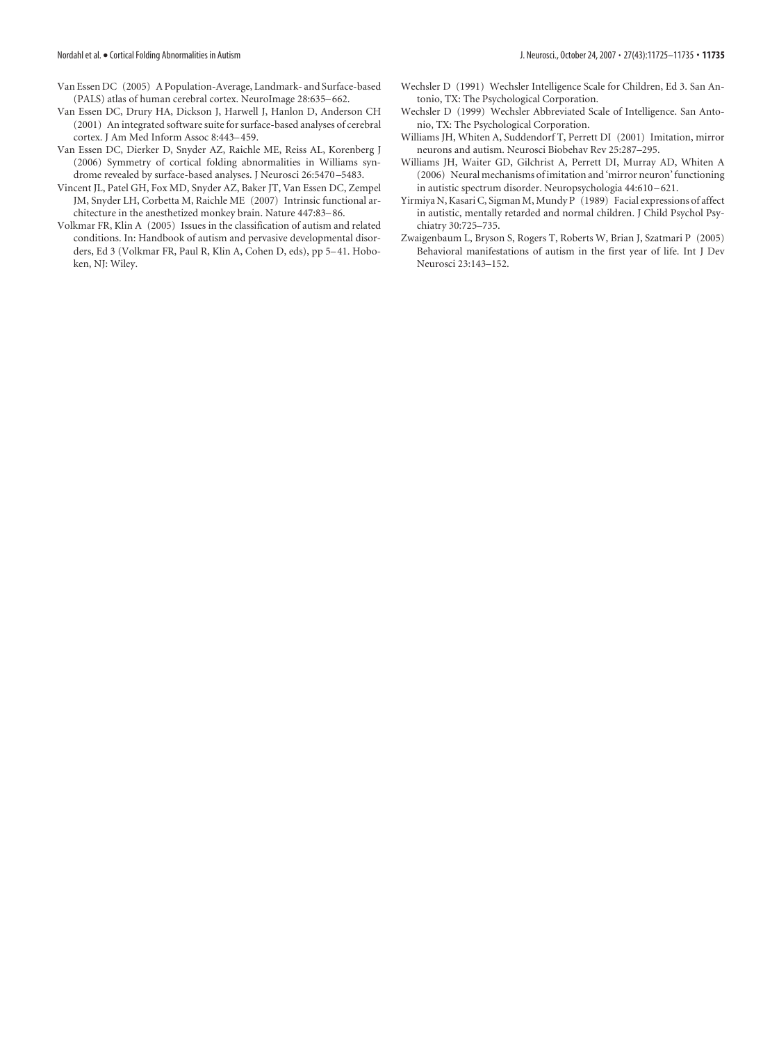Van Essen DC (2005) A Population-Average, Landmark- and Surface-based (PALS) atlas of human cerebral cortex. NeuroImage 28:635–662.

Van Essen DC, Drury HA, Dickson J, Harwell J, Hanlon D, Anderson CH (2001) An integrated software suite for surface-based analyses of cerebral cortex. J Am Med Inform Assoc 8:443–459.

Van Essen DC, Dierker D, Snyder AZ, Raichle ME, Reiss AL, Korenberg J (2006) Symmetry of cortical folding abnormalities in Williams syndrome revealed by surface-based analyses. J Neurosci 26:5470–5483.

Vincent JL, Patel GH, Fox MD, Snyder AZ, Baker JT, Van Essen DC, Zempel JM, Snyder LH, Corbetta M, Raichle ME (2007) Intrinsic functional architecture in the anesthetized monkey brain. Nature 447:83–86.

Volkmar FR, Klin A (2005) Issues in the classification of autism and related conditions. In: Handbook of autism and pervasive developmental disorders, Ed 3 (Volkmar FR, Paul R, Klin A, Cohen D, eds), pp 5–41. Hoboken, NJ: Wiley.

Wechsler D (1991) Wechsler Intelligence Scale for Children, Ed 3. San Antonio, TX: The Psychological Corporation.

Wechsler D (1999) Wechsler Abbreviated Scale of Intelligence. San Antonio, TX: The Psychological Corporation.

Williams JH, Whiten A, Suddendorf T, Perrett DI (2001) Imitation, mirror neurons and autism. Neurosci Biobehav Rev 25:287–295.

Williams JH, Waiter GD, Gilchrist A, Perrett DI, Murray AD, Whiten A (2006) Neural mechanisms of imitation and 'mirror neuron' functioning in autistic spectrum disorder. Neuropsychologia 44:610–621.

Yirmiya N, Kasari C, Sigman M, Mundy P (1989) Facial expressions of affect in autistic, mentally retarded and normal children. J Child Psychol Psychiatry 30:725–735.

Zwaigenbaum L, Bryson S, Rogers T, Roberts W, Brian J, Szatmari P (2005) Behavioral manifestations of autism in the first year of life. Int J Dev Neurosci 23:143–152.